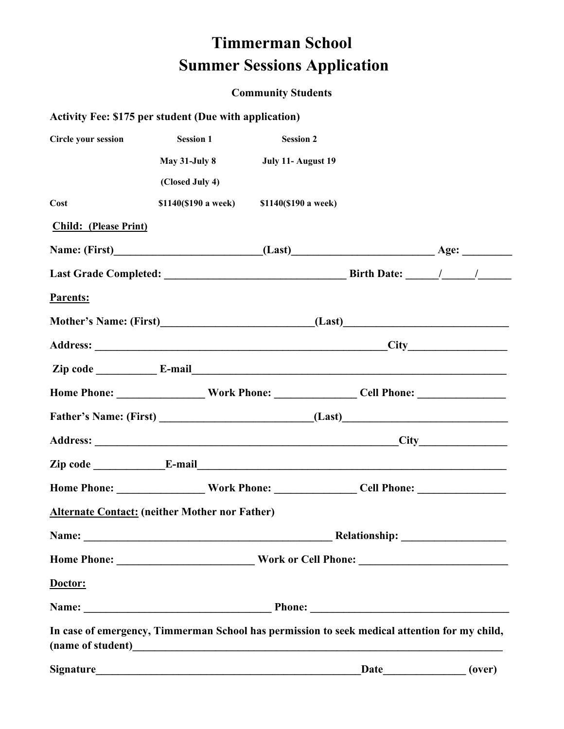# Timmerman School
# Summer Sessions Application

**Community Students**

**Activity Fee: $175 per student (Due with application)**

| Circle your session | Session 1 | Session 2 |
|---|---|---|
| | May 31-July 8 (Closed July 4) | July 11- August 19 |
| Cost | $1140($190 a week) | $1140($190 a week) |

**Child: (Please Print)**

**Name: (First)__________________________(Last)_________________________ Age: _________**

**Last Grade Completed: ________________________________ Birth Date: ______/______/______**

**Parents:**

**Mother's Name: (First)___________________________(Last)_____________________________**

**Address: ______________________________________________________City_________________**

**Zip code ___________ E-mail___________________________________________________________**

**Home Phone: ________________ Work Phone: ______________ Cell Phone: ________________**

**Father's Name: (First) ___________________________(Last)_____________________________**

**Address: _______________________________________________________City_______________**

**Zip code _____________E-mail__________________________________________________________**

**Home Phone: ________________ Work Phone: ______________ Cell Phone: ________________**

**Alternate Contact: (neither Mother nor Father)**

**Name: _____________________________________________ Relationship: ___________________**

**Home Phone: ________________________ Work or Cell Phone: __________________________**

**Doctor:**

**Name: __________________________________ Phone: ____________________________________**

**In case of emergency, Timmerman School has permission to seek medical attention for my child, (name of student)______________________________________________________________________**

**Signature________________________________________________Date_______________ (over)**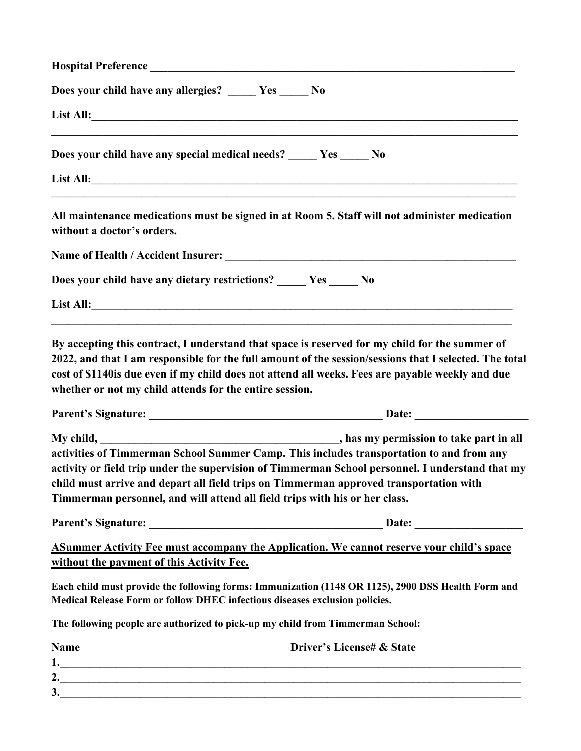**Hospital Preference ______________________________________________________________________**

**Does your child have any allergies? _____ Yes _____ No**

**List All:____________________________________________________________________________**

**_________________________________________________________________________________**

**Does your child have any special medical needs? _____ Yes _____ No**

**List All:____________________________________________________________________________**

**_________________________________________________________________________________**

**All maintenance medications must be signed in at Room 5. Staff will not administer medication without a doctor's orders.**

**Name of Health / Accident Insurer: __________________________________________________**

**Does your child have any dietary restrictions? _____ Yes _____ No**

**List All:____________________________________________________________________________**

**_________________________________________________________________________________**

**By accepting this contract, I understand that space is reserved for my child for the summer of 2022, and that I am responsible for the full amount of the session/sessions that I selected. The total cost of $1140is due even if my child does not attend all weeks. Fees are payable weekly and due whether or not my child attends for the entire session.**

**Parent's Signature: _________________________________________ Date: ___________________**

**My child, _________________________________________, has my permission to take part in all activities of Timmerman School Summer Camp. This includes transportation to and from any activity or field trip under the supervision of Timmerman School personnel. I understand that my child must arrive and depart all field trips on Timmerman approved transportation with Timmerman personnel, and will attend all field trips with his or her class.**

**Parent's Signature: _________________________________________ Date: ___________________**

**<u>ASummer Activity Fee must accompany the Application. We cannot reserve your child's space without the payment of this Activity Fee.</u>**

**Each child must provide the following forms: Immunization (1148 OR 1125), 2900 DSS Health Form and Medical Release Form or follow DHEC infectious diseases exclusion policies.**

**The following people are authorized to pick-up my child from Timmerman School:**

| **Name** | **Driver's License# & State** |
|---|---|
| 1. | |
| 2. | |
| 3. | |